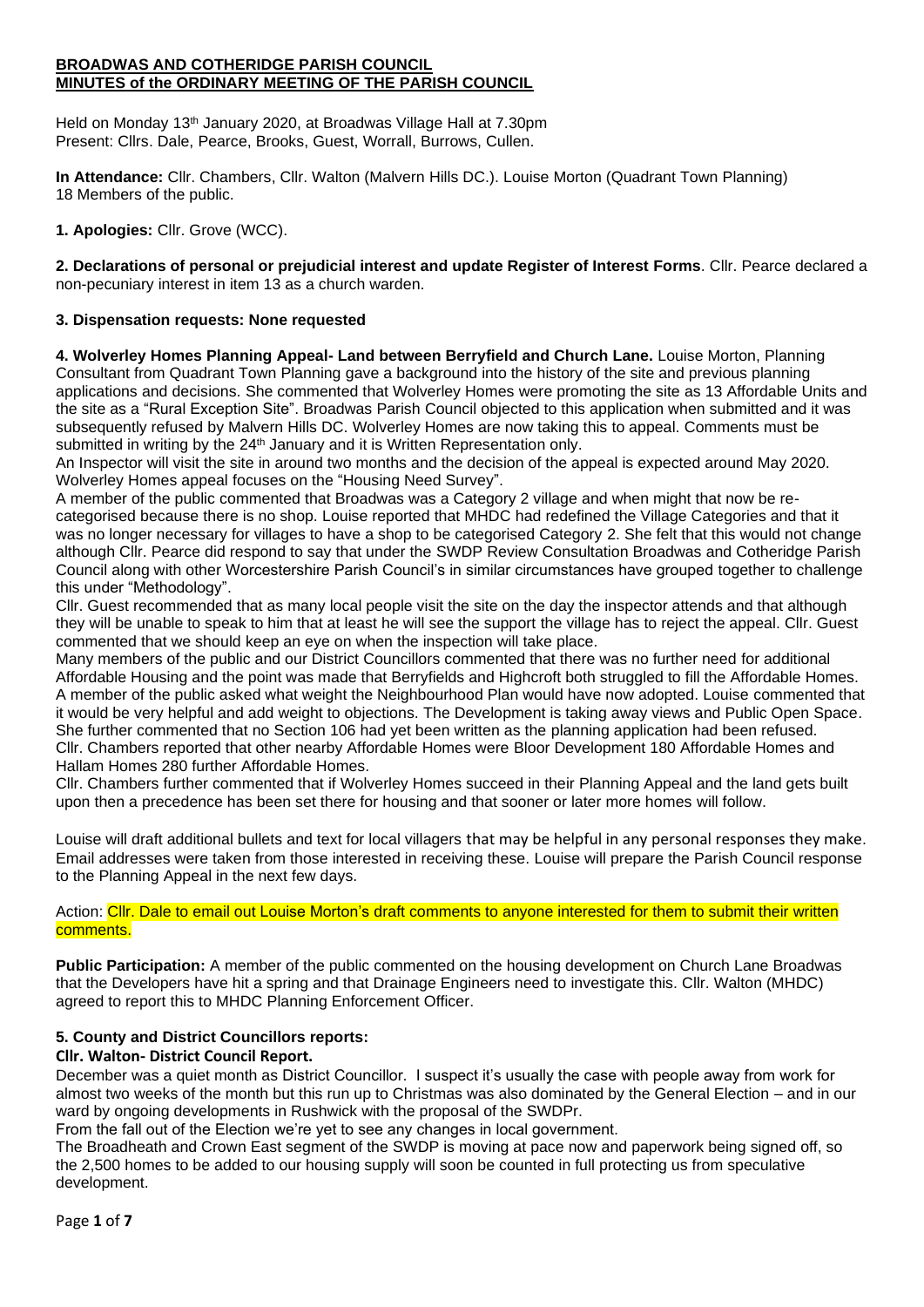**BROADWAS AND COTHERIDGE PARISH COUNCIL**
**MINUTES of the ORDINARY MEETING OF THE PARISH COUNCIL**

Held on Monday 13th January 2020, at Broadwas Village Hall at 7.30pm
Present: Cllrs. Dale, Pearce, Brooks, Guest, Worrall, Burrows, Cullen.

**In Attendance:** Cllr. Chambers, Cllr. Walton (Malvern Hills DC.). Louise Morton (Quadrant Town Planning)
18 Members of the public.

**1. Apologies:** Cllr. Grove (WCC).

**2. Declarations of personal or prejudicial interest and update Register of Interest Forms**. Cllr. Pearce declared a non-pecuniary interest in item 13 as a church warden.

**3. Dispensation requests: None requested**

**4. Wolverley Homes Planning Appeal- Land between Berryfield and Church Lane.** Louise Morton, Planning Consultant from Quadrant Town Planning gave a background into the history of the site and previous planning applications and decisions. She commented that Wolverley Homes were promoting the site as 13 Affordable Units and the site as a "Rural Exception Site". Broadwas Parish Council objected to this application when submitted and it was subsequently refused by Malvern Hills DC. Wolverley Homes are now taking this to appeal. Comments must be submitted in writing by the 24th January and it is Written Representation only.
An Inspector will visit the site in around two months and the decision of the appeal is expected around May 2020. Wolverley Homes appeal focuses on the "Housing Need Survey".
A member of the public commented that Broadwas was a Category 2 village and when might that now be re-categorised because there is no shop. Louise reported that MHDC had redefined the Village Categories and that it was no longer necessary for villages to have a shop to be categorised Category 2. She felt that this would not change although Cllr. Pearce did respond to say that under the SWDP Review Consultation Broadwas and Cotheridge Parish Council along with other Worcestershire Parish Council's in similar circumstances have grouped together to challenge this under "Methodology".
Cllr. Guest recommended that as many local people visit the site on the day the inspector attends and that although they will be unable to speak to him that at least he will see the support the village has to reject the appeal. Cllr. Guest commented that we should keep an eye on when the inspection will take place.
Many members of the public and our District Councillors commented that there was no further need for additional Affordable Housing and the point was made that Berryfields and Highcroft both struggled to fill the Affordable Homes.
A member of the public asked what weight the Neighbourhood Plan would have now adopted. Louise commented that it would be very helpful and add weight to objections. The Development is taking away views and Public Open Space. She further commented that no Section 106 had yet been written as the planning application had been refused.
Cllr. Chambers reported that other nearby Affordable Homes were Bloor Development 180 Affordable Homes and Hallam Homes 280 further Affordable Homes.
Cllr. Chambers further commented that if Wolverley Homes succeed in their Planning Appeal and the land gets built upon then a precedence has been set there for housing and that sooner or later more homes will follow.

Louise will draft additional bullets and text for local villagers that may be helpful in any personal responses they make. Email addresses were taken from those interested in receiving these. Louise will prepare the Parish Council response to the Planning Appeal in the next few days.

Action: Cllr. Dale to email out Louise Morton's draft comments to anyone interested for them to submit their written comments.

**Public Participation:** A member of the public commented on the housing development on Church Lane Broadwas that the Developers have hit a spring and that Drainage Engineers need to investigate this. Cllr. Walton (MHDC) agreed to report this to MHDC Planning Enforcement Officer.

**5. County and District Councillors reports:**

**Cllr. Walton- District Council Report.**

December was a quiet month as District Councillor. I suspect it's usually the case with people away from work for almost two weeks of the month but this run up to Christmas was also dominated by the General Election – and in our ward by ongoing developments in Rushwick with the proposal of the SWDPr.
From the fall out of the Election we're yet to see any changes in local government.
The Broadheath and Crown East segment of the SWDP is moving at pace now and paperwork being signed off, so the 2,500 homes to be added to our housing supply will soon be counted in full protecting us from speculative development.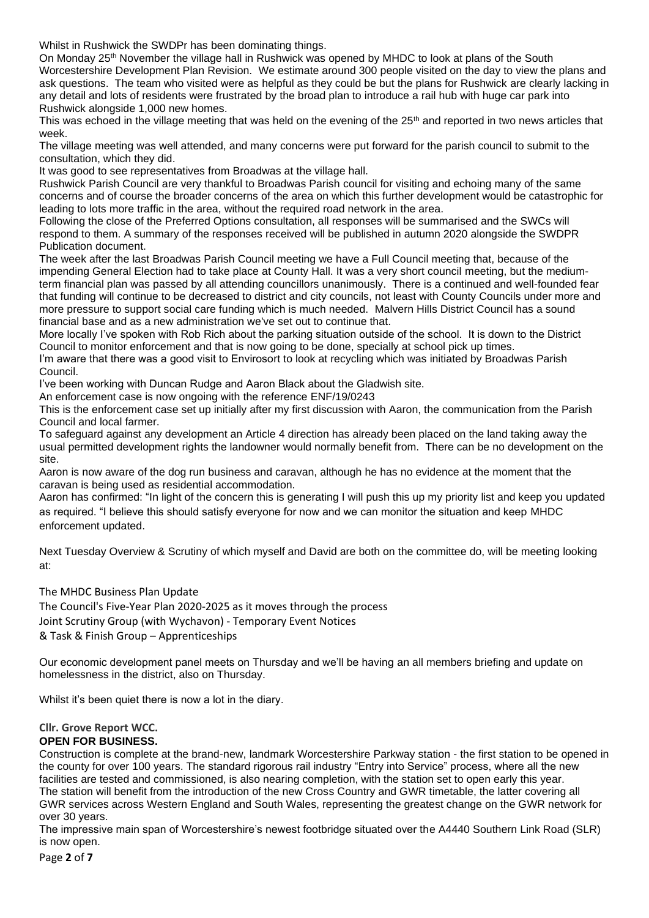Whilst in Rushwick the SWDPr has been dominating things.

On Monday 25th November the village hall in Rushwick was opened by MHDC to look at plans of the South Worcestershire Development Plan Revision. We estimate around 300 people visited on the day to view the plans and ask questions. The team who visited were as helpful as they could be but the plans for Rushwick are clearly lacking in any detail and lots of residents were frustrated by the broad plan to introduce a rail hub with huge car park into Rushwick alongside 1,000 new homes.

This was echoed in the village meeting that was held on the evening of the 25th and reported in two news articles that week.

The village meeting was well attended, and many concerns were put forward for the parish council to submit to the consultation, which they did.

It was good to see representatives from Broadwas at the village hall.

Rushwick Parish Council are very thankful to Broadwas Parish council for visiting and echoing many of the same concerns and of course the broader concerns of the area on which this further development would be catastrophic for leading to lots more traffic in the area, without the required road network in the area.

Following the close of the Preferred Options consultation, all responses will be summarised and the SWCs will respond to them. A summary of the responses received will be published in autumn 2020 alongside the SWDPR Publication document.

The week after the last Broadwas Parish Council meeting we have a Full Council meeting that, because of the impending General Election had to take place at County Hall. It was a very short council meeting, but the medium-term financial plan was passed by all attending councillors unanimously. There is a continued and well-founded fear that funding will continue to be decreased to district and city councils, not least with County Councils under more and more pressure to support social care funding which is much needed. Malvern Hills District Council has a sound financial base and as a new administration we've set out to continue that.

More locally I've spoken with Rob Rich about the parking situation outside of the school. It is down to the District Council to monitor enforcement and that is now going to be done, specially at school pick up times.

I'm aware that there was a good visit to Envirosort to look at recycling which was initiated by Broadwas Parish Council.

I've been working with Duncan Rudge and Aaron Black about the Gladwish site.

An enforcement case is now ongoing with the reference ENF/19/0243

This is the enforcement case set up initially after my first discussion with Aaron, the communication from the Parish Council and local farmer.

To safeguard against any development an Article 4 direction has already been placed on the land taking away the usual permitted development rights the landowner would normally benefit from. There can be no development on the site.

Aaron is now aware of the dog run business and caravan, although he has no evidence at the moment that the caravan is being used as residential accommodation.

Aaron has confirmed: "In light of the concern this is generating I will push this up my priority list and keep you updated as required. "I believe this should satisfy everyone for now and we can monitor the situation and keep MHDC enforcement updated.

Next Tuesday Overview & Scrutiny of which myself and David are both on the committee do, will be meeting looking at:

The MHDC Business Plan Update
The Council's Five-Year Plan 2020-2025 as it moves through the process
Joint Scrutiny Group (with Wychavon) - Temporary Event Notices
& Task & Finish Group – Apprenticeships

Our economic development panel meets on Thursday and we'll be having an all members briefing and update on homelessness in the district, also on Thursday.

Whilst it's been quiet there is now a lot in the diary.

**Cllr. Grove Report WCC.**

**OPEN FOR BUSINESS.**

Construction is complete at the brand-new, landmark Worcestershire Parkway station - the first station to be opened in the county for over 100 years. The standard rigorous rail industry "Entry into Service" process, where all the new facilities are tested and commissioned, is also nearing completion, with the station set to open early this year.

The station will benefit from the introduction of the new Cross Country and GWR timetable, the latter covering all GWR services across Western England and South Wales, representing the greatest change on the GWR network for over 30 years.

The impressive main span of Worcestershire's newest footbridge situated over the A4440 Southern Link Road (SLR) is now open.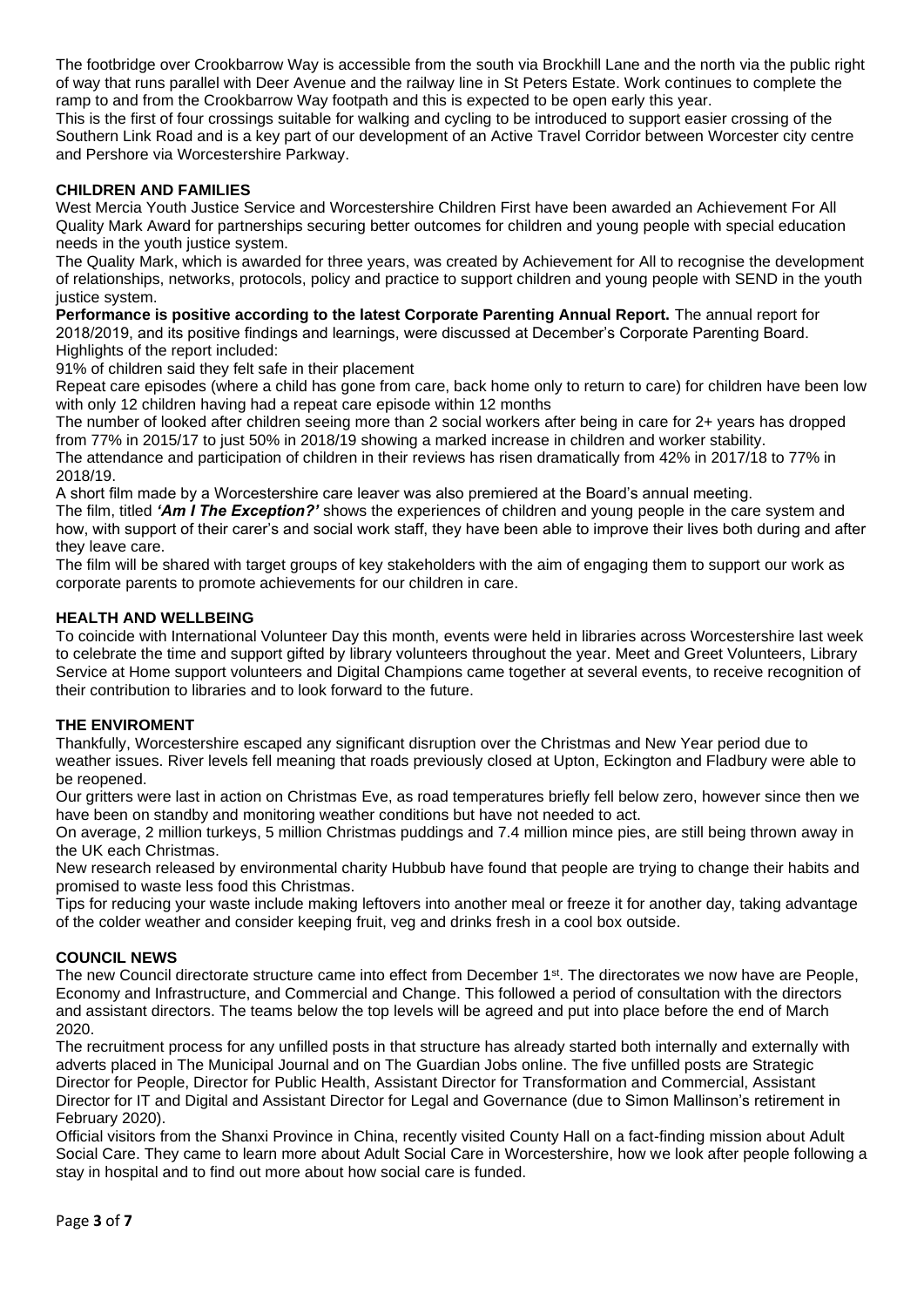The footbridge over Crookbarrow Way is accessible from the south via Brockhill Lane and the north via the public right of way that runs parallel with Deer Avenue and the railway line in St Peters Estate. Work continues to complete the ramp to and from the Crookbarrow Way footpath and this is expected to be open early this year.

This is the first of four crossings suitable for walking and cycling to be introduced to support easier crossing of the Southern Link Road and is a key part of our development of an Active Travel Corridor between Worcester city centre and Pershore via Worcestershire Parkway.

## CHILDREN AND FAMILIES

West Mercia Youth Justice Service and Worcestershire Children First have been awarded an Achievement For All Quality Mark Award for partnerships securing better outcomes for children and young people with special education needs in the youth justice system.

The Quality Mark, which is awarded for three years, was created by Achievement for All to recognise the development of relationships, networks, protocols, policy and practice to support children and young people with SEND in the youth justice system.

**Performance is positive according to the latest Corporate Parenting Annual Report.** The annual report for 2018/2019, and its positive findings and learnings, were discussed at December's Corporate Parenting Board. Highlights of the report included:

91% of children said they felt safe in their placement

Repeat care episodes (where a child has gone from care, back home only to return to care) for children have been low with only 12 children having had a repeat care episode within 12 months

The number of looked after children seeing more than 2 social workers after being in care for 2+ years has dropped from 77% in 2015/17 to just 50% in 2018/19 showing a marked increase in children and worker stability.

The attendance and participation of children in their reviews has risen dramatically from 42% in 2017/18 to 77% in 2018/19.

A short film made by a Worcestershire care leaver was also premiered at the Board's annual meeting.

The film, titled ***'Am I The Exception?'*** shows the experiences of children and young people in the care system and how, with support of their carer's and social work staff, they have been able to improve their lives both during and after they leave care.

The film will be shared with target groups of key stakeholders with the aim of engaging them to support our work as corporate parents to promote achievements for our children in care.

## HEALTH AND WELLBEING

To coincide with International Volunteer Day this month, events were held in libraries across Worcestershire last week to celebrate the time and support gifted by library volunteers throughout the year. Meet and Greet Volunteers, Library Service at Home support volunteers and Digital Champions came together at several events, to receive recognition of their contribution to libraries and to look forward to the future.

## THE ENVIROMENT

Thankfully, Worcestershire escaped any significant disruption over the Christmas and New Year period due to weather issues. River levels fell meaning that roads previously closed at Upton, Eckington and Fladbury were able to be reopened.

Our gritters were last in action on Christmas Eve, as road temperatures briefly fell below zero, however since then we have been on standby and monitoring weather conditions but have not needed to act.

On average, 2 million turkeys, 5 million Christmas puddings and 7.4 million mince pies, are still being thrown away in the UK each Christmas.

New research released by environmental charity Hubbub have found that people are trying to change their habits and promised to waste less food this Christmas.

Tips for reducing your waste include making leftovers into another meal or freeze it for another day, taking advantage of the colder weather and consider keeping fruit, veg and drinks fresh in a cool box outside.

## COUNCIL NEWS

The new Council directorate structure came into effect from December 1st. The directorates we now have are People, Economy and Infrastructure, and Commercial and Change. This followed a period of consultation with the directors and assistant directors. The teams below the top levels will be agreed and put into place before the end of March 2020.

The recruitment process for any unfilled posts in that structure has already started both internally and externally with adverts placed in The Municipal Journal and on The Guardian Jobs online. The five unfilled posts are Strategic Director for People, Director for Public Health, Assistant Director for Transformation and Commercial, Assistant Director for IT and Digital and Assistant Director for Legal and Governance (due to Simon Mallinson's retirement in February 2020).

Official visitors from the Shanxi Province in China, recently visited County Hall on a fact-finding mission about Adult Social Care. They came to learn more about Adult Social Care in Worcestershire, how we look after people following a stay in hospital and to find out more about how social care is funded.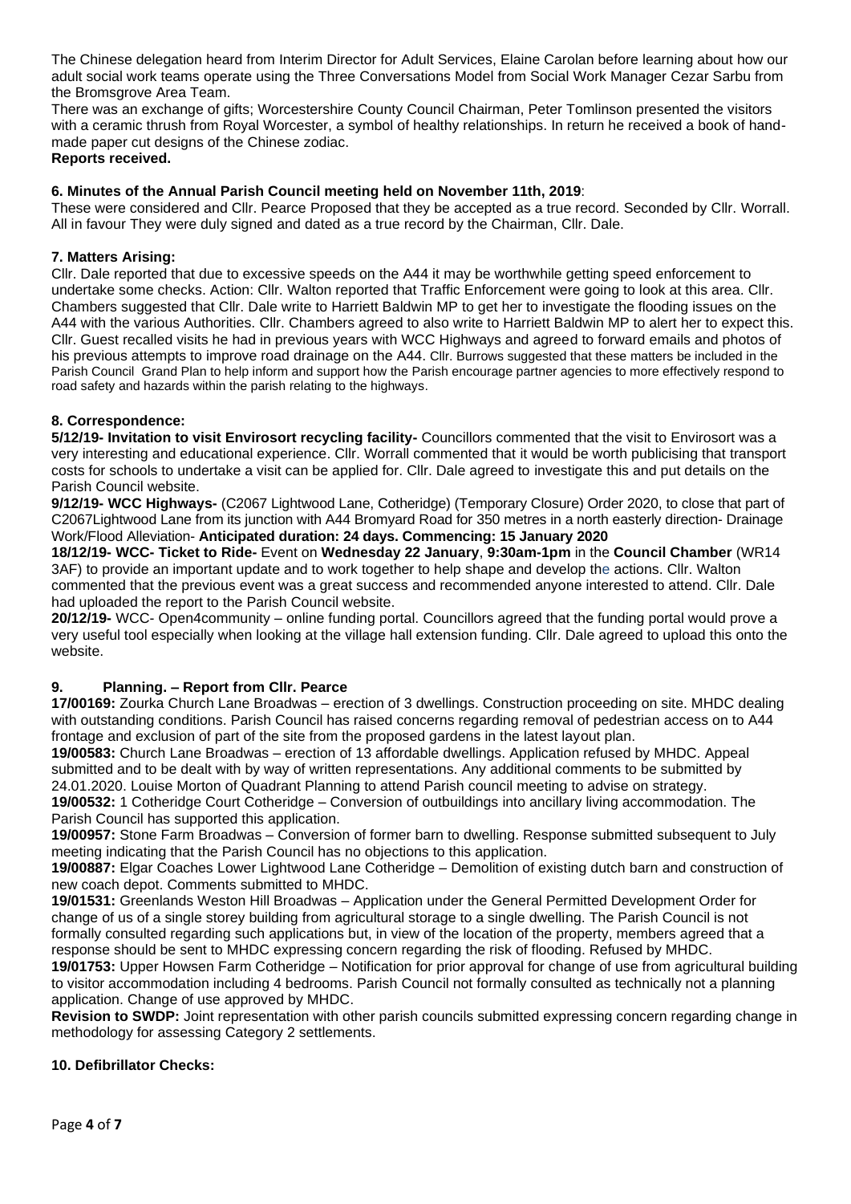The Chinese delegation heard from Interim Director for Adult Services, Elaine Carolan before learning about how our adult social work teams operate using the Three Conversations Model from Social Work Manager Cezar Sarbu from the Bromsgrove Area Team.

There was an exchange of gifts; Worcestershire County Council Chairman, Peter Tomlinson presented the visitors with a ceramic thrush from Royal Worcester, a symbol of healthy relationships. In return he received a book of hand-made paper cut designs of the Chinese zodiac.

**Reports received.**

**6. Minutes of the Annual Parish Council meeting held on November 11th, 2019**:

These were considered and Cllr. Pearce Proposed that they be accepted as a true record. Seconded by Cllr. Worrall. All in favour They were duly signed and dated as a true record by the Chairman, Cllr. Dale.

**7. Matters Arising:**

Cllr. Dale reported that due to excessive speeds on the A44 it may be worthwhile getting speed enforcement to undertake some checks. Action: Cllr. Walton reported that Traffic Enforcement were going to look at this area. Cllr. Chambers suggested that Cllr. Dale write to Harriett Baldwin MP to get her to investigate the flooding issues on the A44 with the various Authorities. Cllr. Chambers agreed to also write to Harriett Baldwin MP to alert her to expect this. Cllr. Guest recalled visits he had in previous years with WCC Highways and agreed to forward emails and photos of his previous attempts to improve road drainage on the A44. Cllr. Burrows suggested that these matters be included in the Parish Council Grand Plan to help inform and support how the Parish encourage partner agencies to more effectively respond to road safety and hazards within the parish relating to the highways.

**8. Correspondence:**

**5/12/19- Invitation to visit Envirosort recycling facility-** Councillors commented that the visit to Envirosort was a very interesting and educational experience. Cllr. Worrall commented that it would be worth publicising that transport costs for schools to undertake a visit can be applied for. Cllr. Dale agreed to investigate this and put details on the Parish Council website.

**9/12/19- WCC Highways-** (C2067 Lightwood Lane, Cotheridge) (Temporary Closure) Order 2020, to close that part of C2067Lightwood Lane from its junction with A44 Bromyard Road for 350 metres in a north easterly direction- Drainage Work/Flood Alleviation- **Anticipated duration: 24 days. Commencing: 15 January 2020**

**18/12/19- WCC- Ticket to Ride-** Event on **Wednesday 22 January**, **9:30am-1pm** in the **Council Chamber** (WR14 3AF) to provide an important update and to work together to help shape and develop the actions. Cllr. Walton commented that the previous event was a great success and recommended anyone interested to attend. Cllr. Dale had uploaded the report to the Parish Council website.

**20/12/19-** WCC- Open4community – online funding portal. Councillors agreed that the funding portal would prove a very useful tool especially when looking at the village hall extension funding. Cllr. Dale agreed to upload this onto the website.

**9. Planning. – Report from Cllr. Pearce**

**17/00169:** Zourka Church Lane Broadwas – erection of 3 dwellings. Construction proceeding on site. MHDC dealing with outstanding conditions. Parish Council has raised concerns regarding removal of pedestrian access on to A44 frontage and exclusion of part of the site from the proposed gardens in the latest layout plan.

**19/00583:** Church Lane Broadwas – erection of 13 affordable dwellings. Application refused by MHDC. Appeal submitted and to be dealt with by way of written representations. Any additional comments to be submitted by 24.01.2020. Louise Morton of Quadrant Planning to attend Parish council meeting to advise on strategy.

**19/00532:** 1 Cotheridge Court Cotheridge – Conversion of outbuildings into ancillary living accommodation. The Parish Council has supported this application.

**19/00957:** Stone Farm Broadwas – Conversion of former barn to dwelling. Response submitted subsequent to July meeting indicating that the Parish Council has no objections to this application.

**19/00887:** Elgar Coaches Lower Lightwood Lane Cotheridge – Demolition of existing dutch barn and construction of new coach depot. Comments submitted to MHDC.

**19/01531:** Greenlands Weston Hill Broadwas – Application under the General Permitted Development Order for change of us of a single storey building from agricultural storage to a single dwelling. The Parish Council is not formally consulted regarding such applications but, in view of the location of the property, members agreed that a response should be sent to MHDC expressing concern regarding the risk of flooding. Refused by MHDC.

**19/01753:** Upper Howsen Farm Cotheridge – Notification for prior approval for change of use from agricultural building to visitor accommodation including 4 bedrooms. Parish Council not formally consulted as technically not a planning application. Change of use approved by MHDC.

**Revision to SWDP:** Joint representation with other parish councils submitted expressing concern regarding change in methodology for assessing Category 2 settlements.

**10. Defibrillator Checks:**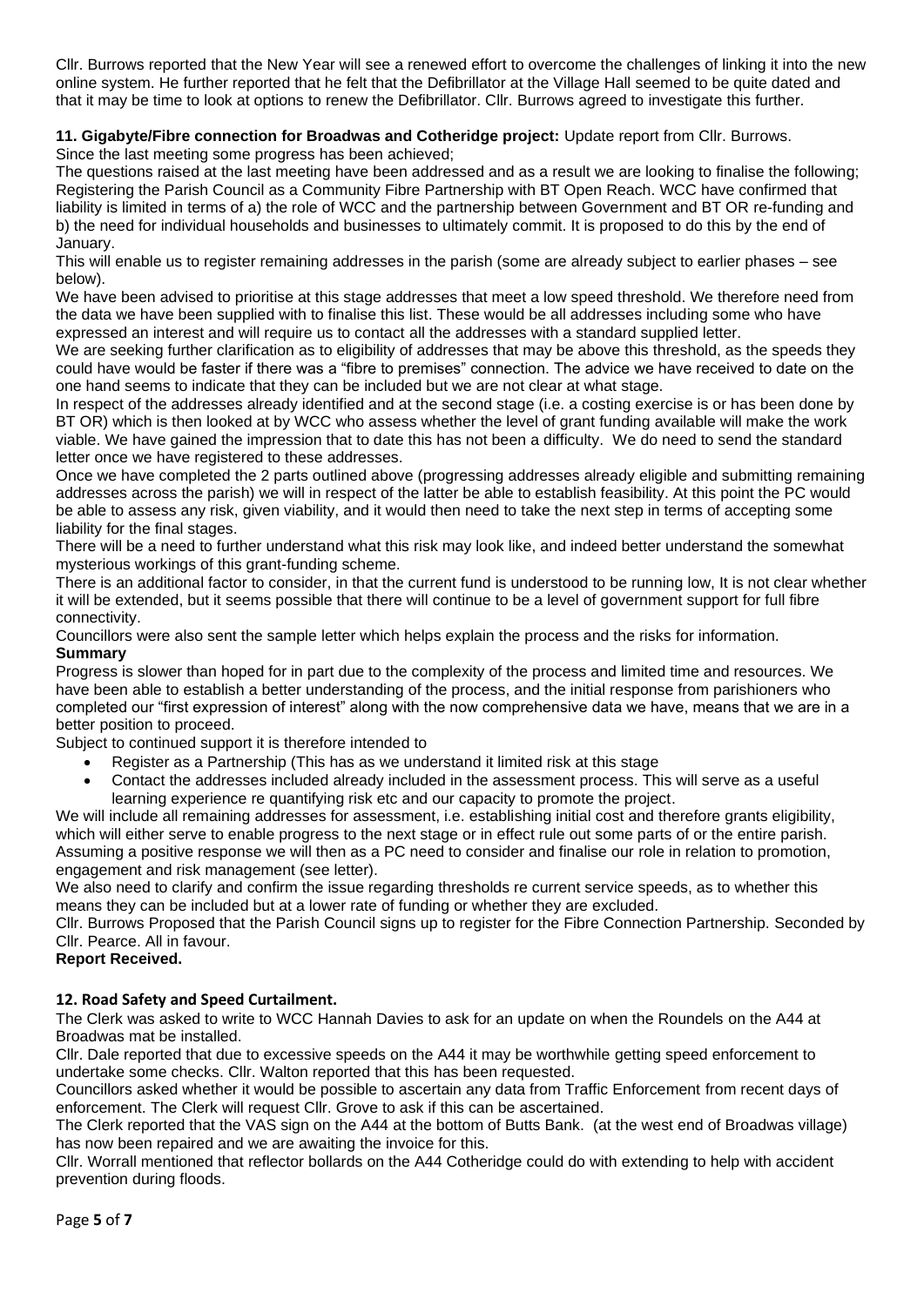Cllr. Burrows reported that the New Year will see a renewed effort to overcome the challenges of linking it into the new online system. He further reported that he felt that the Defibrillator at the Village Hall seemed to be quite dated and that it may be time to look at options to renew the Defibrillator. Cllr. Burrows agreed to investigate this further.

**11. Gigabyte/Fibre connection for Broadwas and Cotheridge project:** Update report from Cllr. Burrows.

Since the last meeting some progress has been achieved;

The questions raised at the last meeting have been addressed and as a result we are looking to finalise the following; Registering the Parish Council as a Community Fibre Partnership with BT Open Reach. WCC have confirmed that liability is limited in terms of a) the role of WCC and the partnership between Government and BT OR re-funding and b) the need for individual households and businesses to ultimately commit. It is proposed to do this by the end of January.

This will enable us to register remaining addresses in the parish (some are already subject to earlier phases – see below).

We have been advised to prioritise at this stage addresses that meet a low speed threshold. We therefore need from the data we have been supplied with to finalise this list. These would be all addresses including some who have expressed an interest and will require us to contact all the addresses with a standard supplied letter.

We are seeking further clarification as to eligibility of addresses that may be above this threshold, as the speeds they could have would be faster if there was a "fibre to premises" connection. The advice we have received to date on the one hand seems to indicate that they can be included but we are not clear at what stage.

In respect of the addresses already identified and at the second stage (i.e. a costing exercise is or has been done by BT OR) which is then looked at by WCC who assess whether the level of grant funding available will make the work viable. We have gained the impression that to date this has not been a difficulty. We do need to send the standard letter once we have registered to these addresses.

Once we have completed the 2 parts outlined above (progressing addresses already eligible and submitting remaining addresses across the parish) we will in respect of the latter be able to establish feasibility. At this point the PC would be able to assess any risk, given viability, and it would then need to take the next step in terms of accepting some liability for the final stages.

There will be a need to further understand what this risk may look like, and indeed better understand the somewhat mysterious workings of this grant-funding scheme.

There is an additional factor to consider, in that the current fund is understood to be running low, It is not clear whether it will be extended, but it seems possible that there will continue to be a level of government support for full fibre connectivity.

Councillors were also sent the sample letter which helps explain the process and the risks for information.

**Summary**

Progress is slower than hoped for in part due to the complexity of the process and limited time and resources. We have been able to establish a better understanding of the process, and the initial response from parishioners who completed our "first expression of interest" along with the now comprehensive data we have, means that we are in a better position to proceed.

Subject to continued support it is therefore intended to

- Register as a Partnership (This has as we understand it limited risk at this stage
- Contact the addresses included already included in the assessment process. This will serve as a useful learning experience re quantifying risk etc and our capacity to promote the project.

We will include all remaining addresses for assessment, i.e. establishing initial cost and therefore grants eligibility, which will either serve to enable progress to the next stage or in effect rule out some parts of or the entire parish. Assuming a positive response we will then as a PC need to consider and finalise our role in relation to promotion, engagement and risk management (see letter).

We also need to clarify and confirm the issue regarding thresholds re current service speeds, as to whether this means they can be included but at a lower rate of funding or whether they are excluded.

Cllr. Burrows Proposed that the Parish Council signs up to register for the Fibre Connection Partnership. Seconded by Cllr. Pearce. All in favour.

**Report Received.**

**12. Road Safety and Speed Curtailment.**

The Clerk was asked to write to WCC Hannah Davies to ask for an update on when the Roundels on the A44 at Broadwas mat be installed.

Cllr. Dale reported that due to excessive speeds on the A44 it may be worthwhile getting speed enforcement to undertake some checks. Cllr. Walton reported that this has been requested.

Councillors asked whether it would be possible to ascertain any data from Traffic Enforcement from recent days of enforcement. The Clerk will request Cllr. Grove to ask if this can be ascertained.

The Clerk reported that the VAS sign on the A44 at the bottom of Butts Bank. (at the west end of Broadwas village) has now been repaired and we are awaiting the invoice for this.

Cllr. Worrall mentioned that reflector bollards on the A44 Cotheridge could do with extending to help with accident prevention during floods.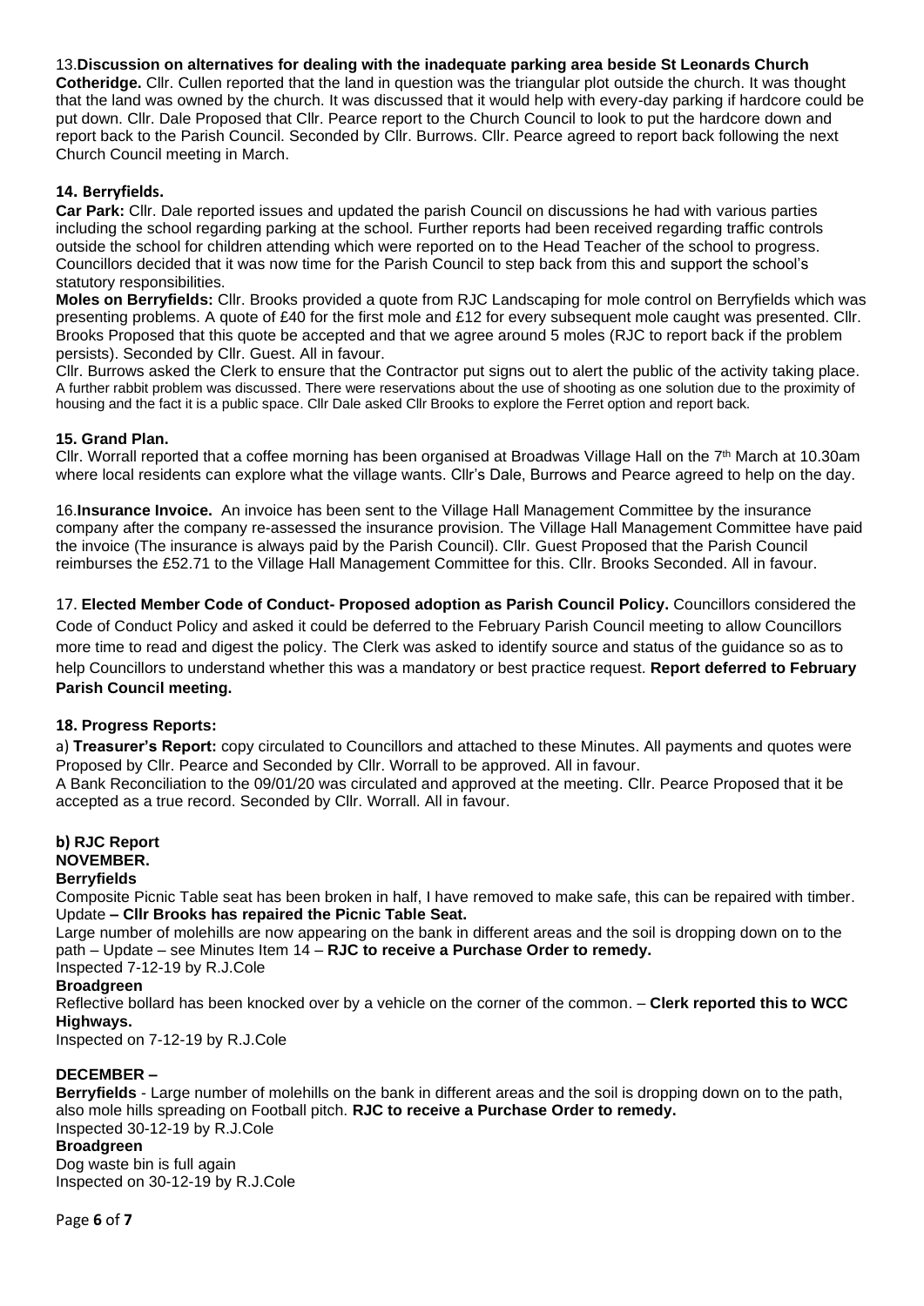13.**Discussion on alternatives for dealing with the inadequate parking area beside St Leonards Church Cotheridge.** Cllr. Cullen reported that the land in question was the triangular plot outside the church. It was thought that the land was owned by the church. It was discussed that it would help with every-day parking if hardcore could be put down. Cllr. Dale Proposed that Cllr. Pearce report to the Church Council to look to put the hardcore down and report back to the Parish Council. Seconded by Cllr. Burrows. Cllr. Pearce agreed to report back following the next Church Council meeting in March.

**14. Berryfields.**

**Car Park:** Cllr. Dale reported issues and updated the parish Council on discussions he had with various parties including the school regarding parking at the school. Further reports had been received regarding traffic controls outside the school for children attending which were reported on to the Head Teacher of the school to progress. Councillors decided that it was now time for the Parish Council to step back from this and support the school's statutory responsibilities.

**Moles on Berryfields:** Cllr. Brooks provided a quote from RJC Landscaping for mole control on Berryfields which was presenting problems. A quote of £40 for the first mole and £12 for every subsequent mole caught was presented. Cllr. Brooks Proposed that this quote be accepted and that we agree around 5 moles (RJC to report back if the problem persists). Seconded by Cllr. Guest. All in favour.

Cllr. Burrows asked the Clerk to ensure that the Contractor put signs out to alert the public of the activity taking place. A further rabbit problem was discussed. There were reservations about the use of shooting as one solution due to the proximity of housing and the fact it is a public space. Cllr Dale asked Cllr Brooks to explore the Ferret option and report back.

**15. Grand Plan.**

Cllr. Worrall reported that a coffee morning has been organised at Broadwas Village Hall on the 7th March at 10.30am where local residents can explore what the village wants. Cllr's Dale, Burrows and Pearce agreed to help on the day.

16.**Insurance Invoice.** An invoice has been sent to the Village Hall Management Committee by the insurance company after the company re-assessed the insurance provision. The Village Hall Management Committee have paid the invoice (The insurance is always paid by the Parish Council). Cllr. Guest Proposed that the Parish Council reimburses the £52.71 to the Village Hall Management Committee for this. Cllr. Brooks Seconded. All in favour.

17. **Elected Member Code of Conduct- Proposed adoption as Parish Council Policy.** Councillors considered the Code of Conduct Policy and asked it could be deferred to the February Parish Council meeting to allow Councillors more time to read and digest the policy. The Clerk was asked to identify source and status of the guidance so as to help Councillors to understand whether this was a mandatory or best practice request. **Report deferred to February Parish Council meeting.**

**18. Progress Reports:**

a) **Treasurer's Report:** copy circulated to Councillors and attached to these Minutes. All payments and quotes were Proposed by Cllr. Pearce and Seconded by Cllr. Worrall to be approved. All in favour.

A Bank Reconciliation to the 09/01/20 was circulated and approved at the meeting. Cllr. Pearce Proposed that it be accepted as a true record. Seconded by Cllr. Worrall. All in favour.

**b) RJC Report**

**NOVEMBER.**

**Berryfields**

Composite Picnic Table seat has been broken in half, I have removed to make safe, this can be repaired with timber. Update **– Cllr Brooks has repaired the Picnic Table Seat.**

Large number of molehills are now appearing on the bank in different areas and the soil is dropping down on to the path – Update – see Minutes Item 14 – **RJC to receive a Purchase Order to remedy.**

Inspected 7-12-19 by R.J.Cole

**Broadgreen**

Reflective bollard has been knocked over by a vehicle on the corner of the common. – **Clerk reported this to WCC Highways.**

Inspected on 7-12-19 by R.J.Cole

**DECEMBER –**

**Berryfields** - Large number of molehills on the bank in different areas and the soil is dropping down on to the path, also mole hills spreading on Football pitch. **RJC to receive a Purchase Order to remedy.**

Inspected 30-12-19 by R.J.Cole

**Broadgreen**

Dog waste bin is full again

Inspected on 30-12-19 by R.J.Cole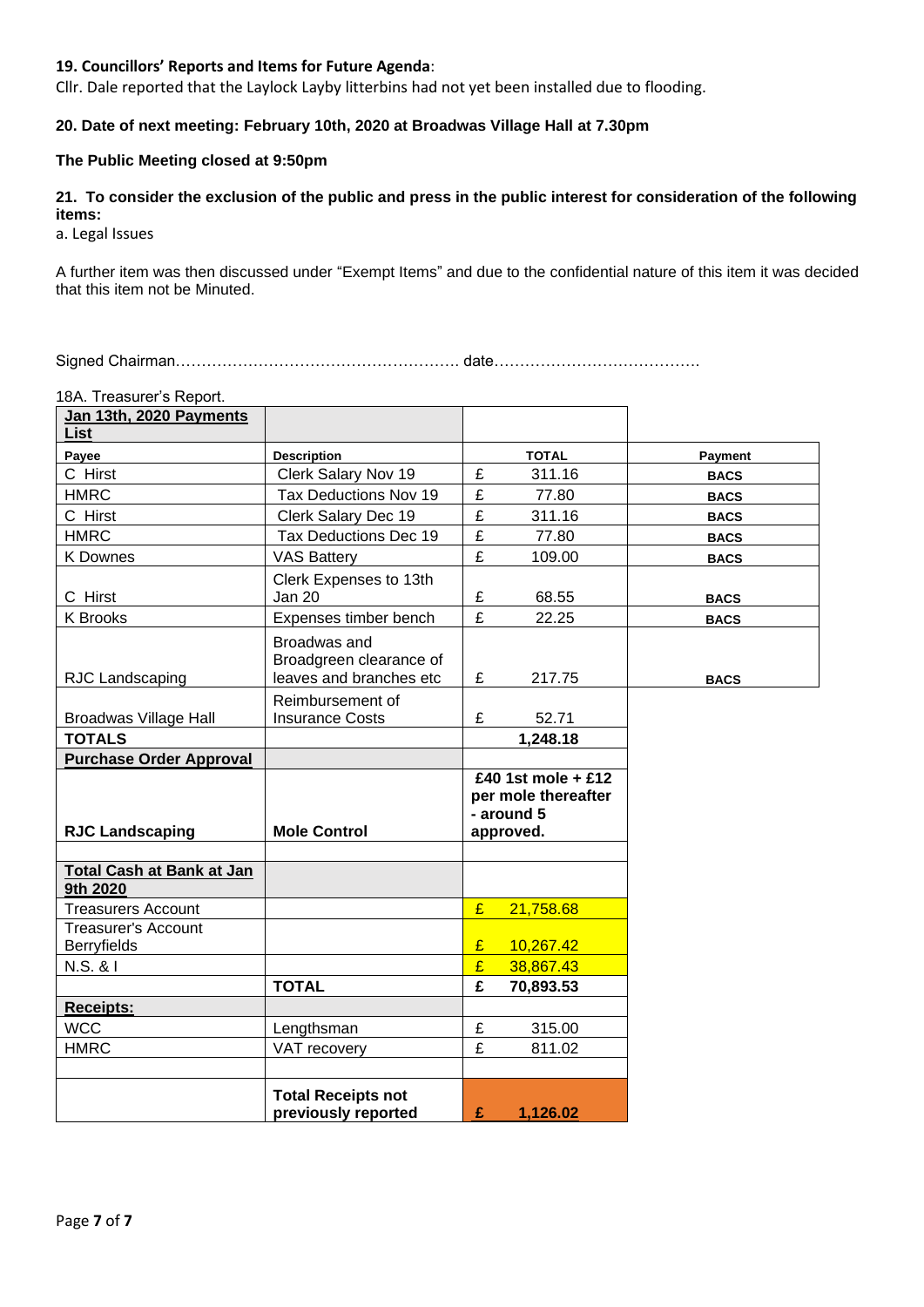**19. Councillors' Reports and Items for Future Agenda**:

Cllr. Dale reported that the Laylock Layby litterbins had not yet been installed due to flooding.

**20. Date of next meeting: February 10th, 2020 at Broadwas Village Hall at 7.30pm**

**The Public Meeting closed at 9:50pm**

**21. To consider the exclusion of the public and press in the public interest for consideration of the following items:**

a. Legal Issues

A further item was then discussed under "Exempt Items" and due to the confidential nature of this item it was decided that this item not be Minuted.

Signed Chairman………………………………………………. date…………………………………

18A. Treasurer's Report.

| **Jan 13th, 2020 Payments List** | | | | |
|---|---|---|---|---|
| **Payee** | **Description** | **TOTAL** | | **Payment** |
| C Hirst | Clerk Salary Nov 19 | £ | 311.16 | **BACS** |
| HMRC | Tax Deductions Nov 19 | £ | 77.80 | **BACS** |
| C Hirst | Clerk Salary Dec 19 | £ | 311.16 | **BACS** |
| HMRC | Tax Deductions Dec 19 | £ | 77.80 | **BACS** |
| K Downes | VAS Battery | £ | 109.00 | **BACS** |
| C Hirst | Clerk Expenses to 13th Jan 20 | £ | 68.55 | **BACS** |
| K Brooks | Expenses timber bench | £ | 22.25 | **BACS** |
| RJC Landscaping | Broadwas and Broadgreen clearance of leaves and branches etc | £ | 217.75 | **BACS** |
| Broadwas Village Hall | Reimbursement of Insurance Costs | £ | 52.71 | |
| **TOTALS** | | | **1,248.18** | |
| **Purchase Order Approval** | | | | |
| **RJC Landscaping** | **Mole Control** | **£40 1st mole + £12 per mole thereafter - around 5 approved.** | | |
| | | | | |
| **Total Cash at Bank at Jan 9th 2020** | | | | |
| Treasurers Account | | £ | 21,758.68 | |
| Treasurer's Account Berryfields | | £ | 10,267.42 | |
| N.S. & I | | £ | 38,867.43 | |
| | **TOTAL** | **£** | **70,893.53** | |
| **Receipts:** | | | | |
| WCC | Lengthsman | £ | 315.00 | |
| HMRC | VAT recovery | £ | 811.02 | |
| | | | | |
| | **Total Receipts not previously reported** | **£** | **1,126.02** | |